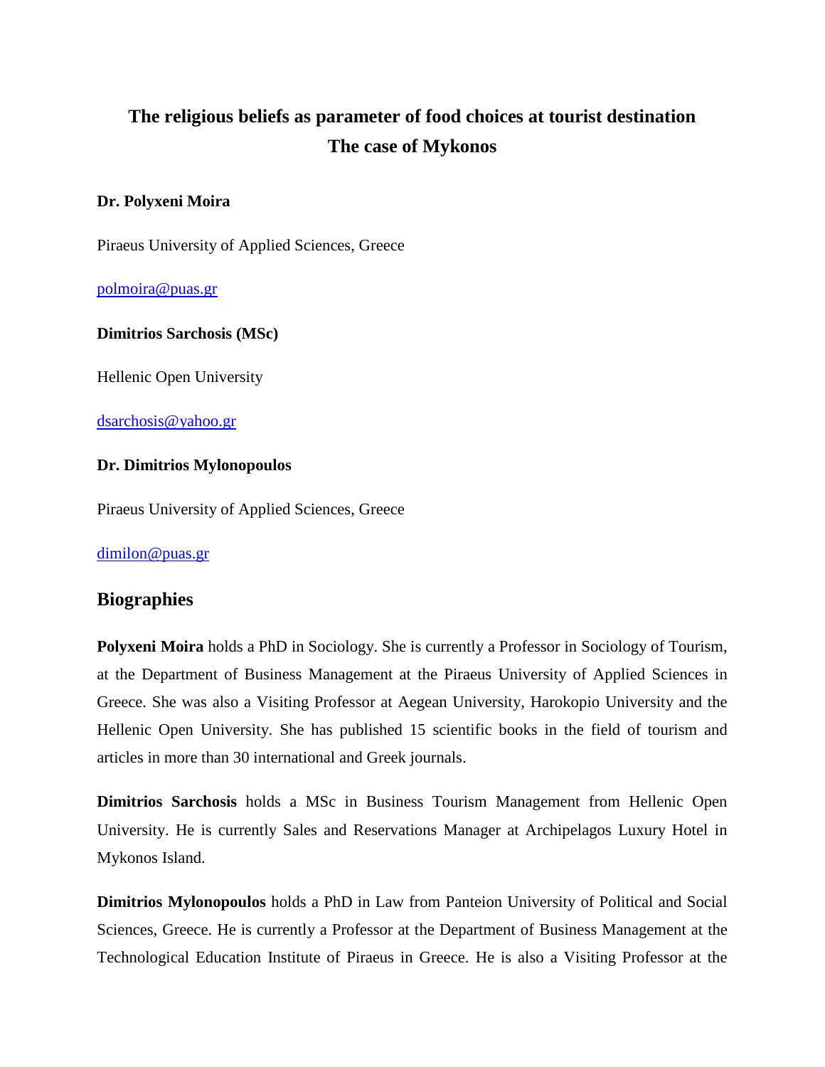# The religious beliefs as parameter of food choices at tourist destination
# The case of Mykonos

**Dr. Polyxeni Moira**

Piraeus University of Applied Sciences, Greece

polmoira@puas.gr

**Dimitrios Sarchosis (MSc)**

Hellenic Open University

dsarchosis@yahoo.gr

**Dr. Dimitrios Mylonopoulos**

Piraeus University of Applied Sciences, Greece

dimilon@puas.gr

## Biographies

**Polyxeni Moira** holds a PhD in Sociology. She is currently a Professor in Sociology of Tourism, at the Department of Business Management at the Piraeus University of Applied Sciences in Greece. She was also a Visiting Professor at Aegean University, Harokopio University and the Hellenic Open University. She has published 15 scientific books in the field of tourism and articles in more than 30 international and Greek journals.

**Dimitrios Sarchosis** holds a MSc in Business Tourism Management from Hellenic Open University. He is currently Sales and Reservations Manager at Archipelagos Luxury Hotel in Mykonos Island.

**Dimitrios Mylonopoulos** holds a PhD in Law from Panteion University of Political and Social Sciences, Greece. He is currently a Professor at the Department of Business Management at the Technological Education Institute of Piraeus in Greece. He is also a Visiting Professor at the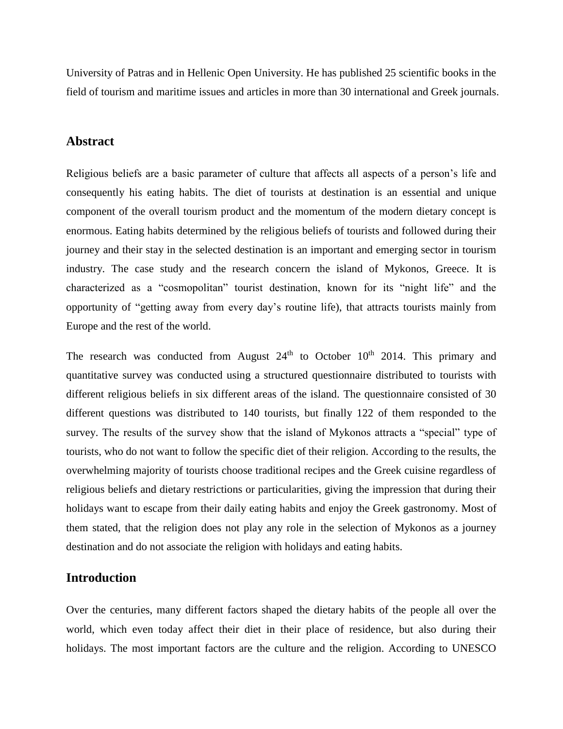University of Patras and in Hellenic Open University. He has published 25 scientific books in the field of tourism and maritime issues and articles in more than 30 international and Greek journals.

## Abstract

Religious beliefs are a basic parameter of culture that affects all aspects of a person's life and consequently his eating habits. The diet of tourists at destination is an essential and unique component of the overall tourism product and the momentum of the modern dietary concept is enormous. Eating habits determined by the religious beliefs of tourists and followed during their journey and their stay in the selected destination is an important and emerging sector in tourism industry. The case study and the research concern the island of Mykonos, Greece. It is characterized as a "cosmopolitan" tourist destination, known for its "night life" and the opportunity of "getting away from every day's routine life), that attracts tourists mainly from Europe and the rest of the world.

The research was conducted from August 24th to October 10th 2014. This primary and quantitative survey was conducted using a structured questionnaire distributed to tourists with different religious beliefs in six different areas of the island. The questionnaire consisted of 30 different questions was distributed to 140 tourists, but finally 122 of them responded to the survey. The results of the survey show that the island of Mykonos attracts a "special" type of tourists, who do not want to follow the specific diet of their religion. According to the results, the overwhelming majority of tourists choose traditional recipes and the Greek cuisine regardless of religious beliefs and dietary restrictions or particularities, giving the impression that during their holidays want to escape from their daily eating habits and enjoy the Greek gastronomy. Most of them stated, that the religion does not play any role in the selection of Mykonos as a journey destination and do not associate the religion with holidays and eating habits.

## Introduction

Over the centuries, many different factors shaped the dietary habits of the people all over the world, which even today affect their diet in their place of residence, but also during their holidays. The most important factors are the culture and the religion. According to UNESCO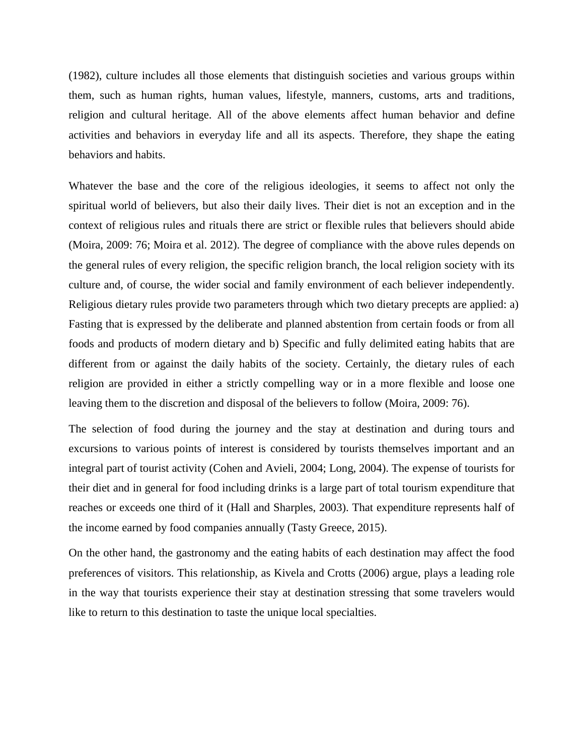(1982), culture includes all those elements that distinguish societies and various groups within them, such as human rights, human values, lifestyle, manners, customs, arts and traditions, religion and cultural heritage. All of the above elements affect human behavior and define activities and behaviors in everyday life and all its aspects. Therefore, they shape the eating behaviors and habits.

Whatever the base and the core of the religious ideologies, it seems to affect not only the spiritual world of believers, but also their daily lives. Their diet is not an exception and in the context of religious rules and rituals there are strict or flexible rules that believers should abide (Moira, 2009: 76; Moira et al. 2012). The degree of compliance with the above rules depends on the general rules of every religion, the specific religion branch, the local religion society with its culture and, of course, the wider social and family environment of each believer independently. Religious dietary rules provide two parameters through which two dietary precepts are applied: a) Fasting that is expressed by the deliberate and planned abstention from certain foods or from all foods and products of modern dietary and b) Specific and fully delimited eating habits that are different from or against the daily habits of the society. Certainly, the dietary rules of each religion are provided in either a strictly compelling way or in a more flexible and loose one leaving them to the discretion and disposal of the believers to follow (Moira, 2009: 76).

The selection of food during the journey and the stay at destination and during tours and excursions to various points of interest is considered by tourists themselves important and an integral part of tourist activity (Cohen and Avieli, 2004; Long, 2004). The expense of tourists for their diet and in general for food including drinks is a large part of total tourism expenditure that reaches or exceeds one third of it (Hall and Sharples, 2003). That expenditure represents half of the income earned by food companies annually (Tasty Greece, 2015).

On the other hand, the gastronomy and the eating habits of each destination may affect the food preferences of visitors. This relationship, as Kivela and Crotts (2006) argue, plays a leading role in the way that tourists experience their stay at destination stressing that some travelers would like to return to this destination to taste the unique local specialties.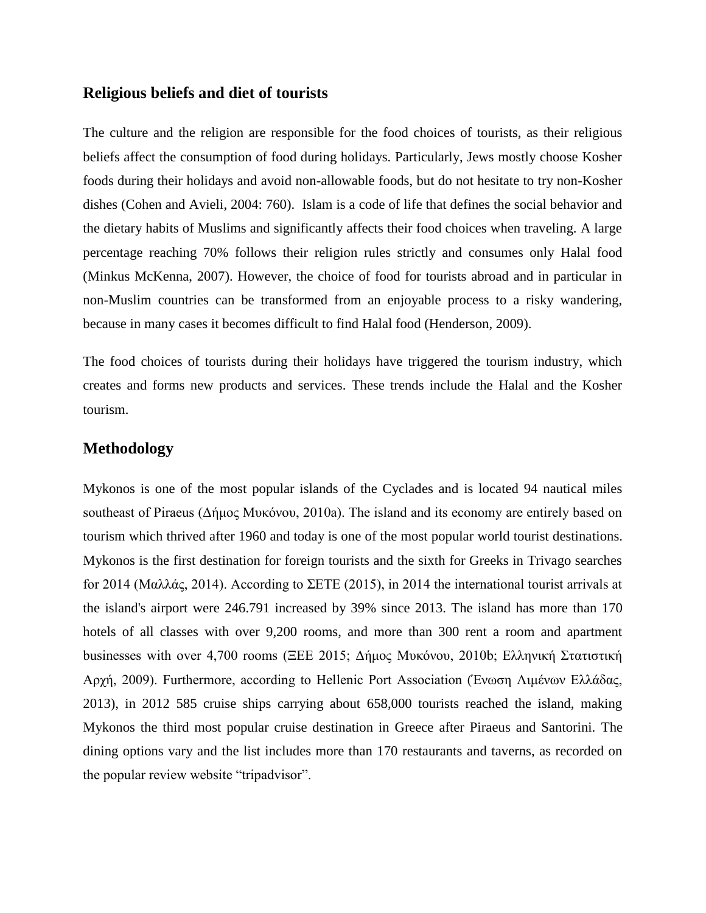## Religious beliefs and diet of tourists

The culture and the religion are responsible for the food choices of tourists, as their religious beliefs affect the consumption of food during holidays. Particularly, Jews mostly choose Kosher foods during their holidays and avoid non-allowable foods, but do not hesitate to try non-Kosher dishes (Cohen and Avieli, 2004: 760). Islam is a code of life that defines the social behavior and the dietary habits of Muslims and significantly affects their food choices when traveling. A large percentage reaching 70% follows their religion rules strictly and consumes only Halal food (Minkus McKenna, 2007). However, the choice of food for tourists abroad and in particular in non-Muslim countries can be transformed from an enjoyable process to a risky wandering, because in many cases it becomes difficult to find Halal food (Henderson, 2009).

The food choices of tourists during their holidays have triggered the tourism industry, which creates and forms new products and services. These trends include the Halal and the Kosher tourism.

## Methodology

Mykonos is one of the most popular islands of the Cyclades and is located 94 nautical miles southeast of Piraeus (Δήμος Μυκόνου, 2010a). The island and its economy are entirely based on tourism which thrived after 1960 and today is one of the most popular world tourist destinations. Mykonos is the first destination for foreign tourists and the sixth for Greeks in Trivago searches for 2014 (Μαλλάς, 2014). According to ΣΕΤΕ (2015), in 2014 the international tourist arrivals at the island's airport were 246.791 increased by 39% since 2013. The island has more than 170 hotels of all classes with over 9,200 rooms, and more than 300 rent a room and apartment businesses with over 4,700 rooms (ΞΕΕ 2015; Δήμος Μυκόνου, 2010b; Ελληνική Στατιστική Αρχή, 2009). Furthermore, according to Hellenic Port Association (Ένωση Λιμένων Ελλάδας, 2013), in 2012 585 cruise ships carrying about 658,000 tourists reached the island, making Mykonos the third most popular cruise destination in Greece after Piraeus and Santorini. The dining options vary and the list includes more than 170 restaurants and taverns, as recorded on the popular review website "tripadvisor".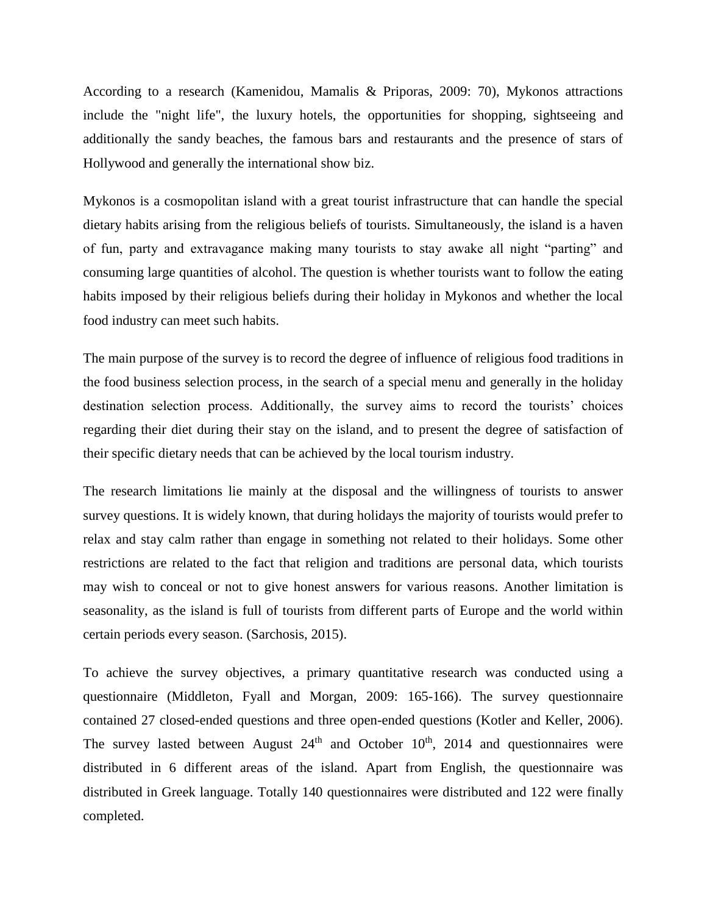According to a research (Kamenidou, Mamalis & Priporas, 2009: 70), Mykonos attractions include the "night life", the luxury hotels, the opportunities for shopping, sightseeing and additionally the sandy beaches, the famous bars and restaurants and the presence of stars of Hollywood and generally the international show biz.

Mykonos is a cosmopolitan island with a great tourist infrastructure that can handle the special dietary habits arising from the religious beliefs of tourists. Simultaneously, the island is a haven of fun, party and extravagance making many tourists to stay awake all night "parting" and consuming large quantities of alcohol. The question is whether tourists want to follow the eating habits imposed by their religious beliefs during their holiday in Mykonos and whether the local food industry can meet such habits.

The main purpose of the survey is to record the degree of influence of religious food traditions in the food business selection process, in the search of a special menu and generally in the holiday destination selection process. Additionally, the survey aims to record the tourists' choices regarding their diet during their stay on the island, and to present the degree of satisfaction of their specific dietary needs that can be achieved by the local tourism industry.

The research limitations lie mainly at the disposal and the willingness of tourists to answer survey questions. It is widely known, that during holidays the majority of tourists would prefer to relax and stay calm rather than engage in something not related to their holidays. Some other restrictions are related to the fact that religion and traditions are personal data, which tourists may wish to conceal or not to give honest answers for various reasons. Another limitation is seasonality, as the island is full of tourists from different parts of Europe and the world within certain periods every season. (Sarchosis, 2015).

To achieve the survey objectives, a primary quantitative research was conducted using a questionnaire (Middleton, Fyall and Morgan, 2009: 165-166). The survey questionnaire contained 27 closed-ended questions and three open-ended questions (Kotler and Keller, 2006). The survey lasted between August 24th and October 10th, 2014 and questionnaires were distributed in 6 different areas of the island. Apart from English, the questionnaire was distributed in Greek language. Totally 140 questionnaires were distributed and 122 were finally completed.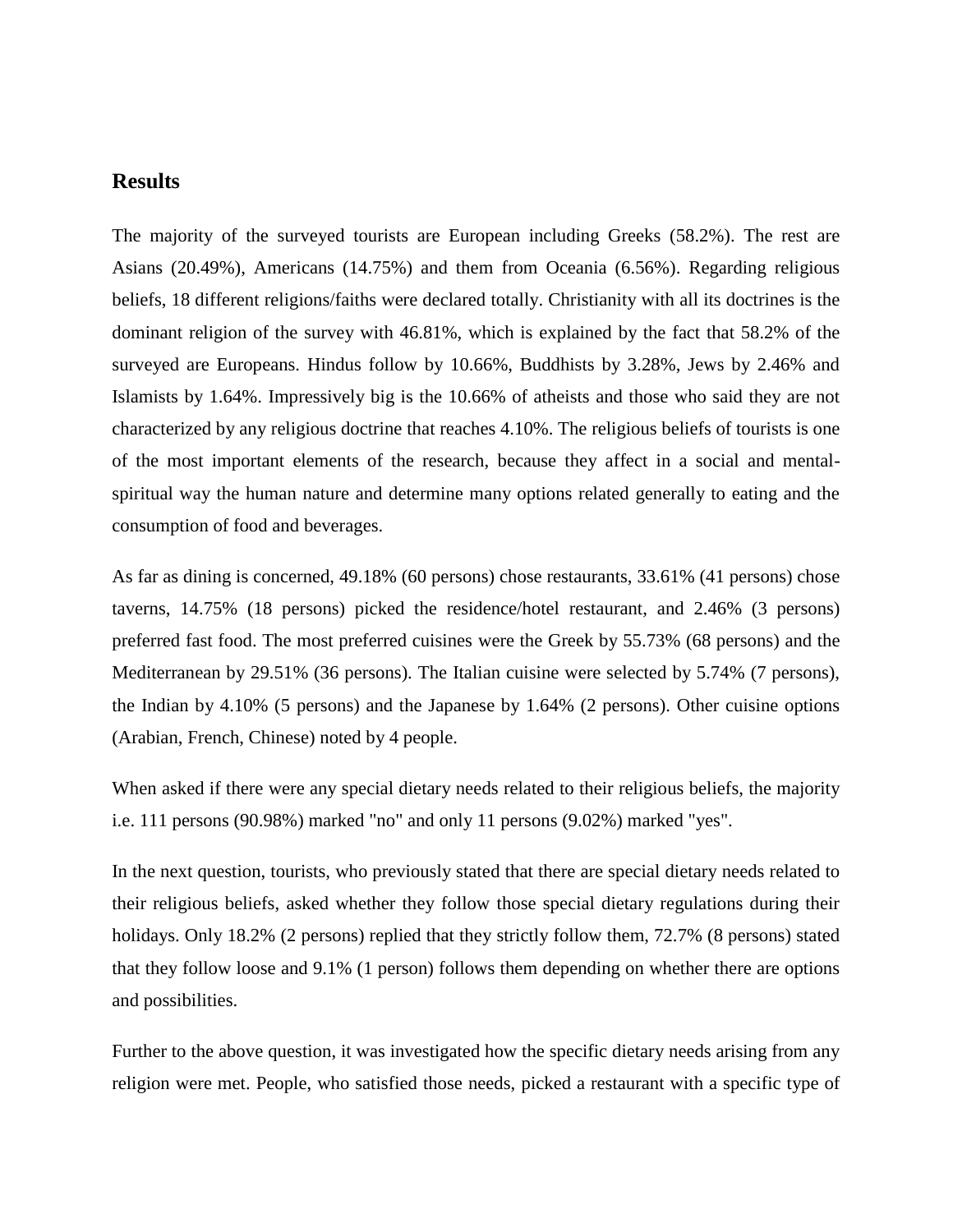## Results

The majority of the surveyed tourists are European including Greeks (58.2%). The rest are Asians (20.49%), Americans (14.75%) and them from Oceania (6.56%). Regarding religious beliefs, 18 different religions/faiths were declared totally. Christianity with all its doctrines is the dominant religion of the survey with 46.81%, which is explained by the fact that 58.2% of the surveyed are Europeans. Hindus follow by 10.66%, Buddhists by 3.28%, Jews by 2.46% and Islamists by 1.64%. Impressively big is the 10.66% of atheists and those who said they are not characterized by any religious doctrine that reaches 4.10%. The religious beliefs of tourists is one of the most important elements of the research, because they affect in a social and mental-spiritual way the human nature and determine many options related generally to eating and the consumption of food and beverages.

As far as dining is concerned, 49.18% (60 persons) chose restaurants, 33.61% (41 persons) chose taverns, 14.75% (18 persons) picked the residence/hotel restaurant, and 2.46% (3 persons) preferred fast food. The most preferred cuisines were the Greek by 55.73% (68 persons) and the Mediterranean by 29.51% (36 persons). The Italian cuisine were selected by 5.74% (7 persons), the Indian by 4.10% (5 persons) and the Japanese by 1.64% (2 persons). Other cuisine options (Arabian, French, Chinese) noted by 4 people.

When asked if there were any special dietary needs related to their religious beliefs, the majority i.e. 111 persons (90.98%) marked "no" and only 11 persons (9.02%) marked "yes".

In the next question, tourists, who previously stated that there are special dietary needs related to their religious beliefs, asked whether they follow those special dietary regulations during their holidays. Only 18.2% (2 persons) replied that they strictly follow them, 72.7% (8 persons) stated that they follow loose and 9.1% (1 person) follows them depending on whether there are options and possibilities.

Further to the above question, it was investigated how the specific dietary needs arising from any religion were met. People, who satisfied those needs, picked a restaurant with a specific type of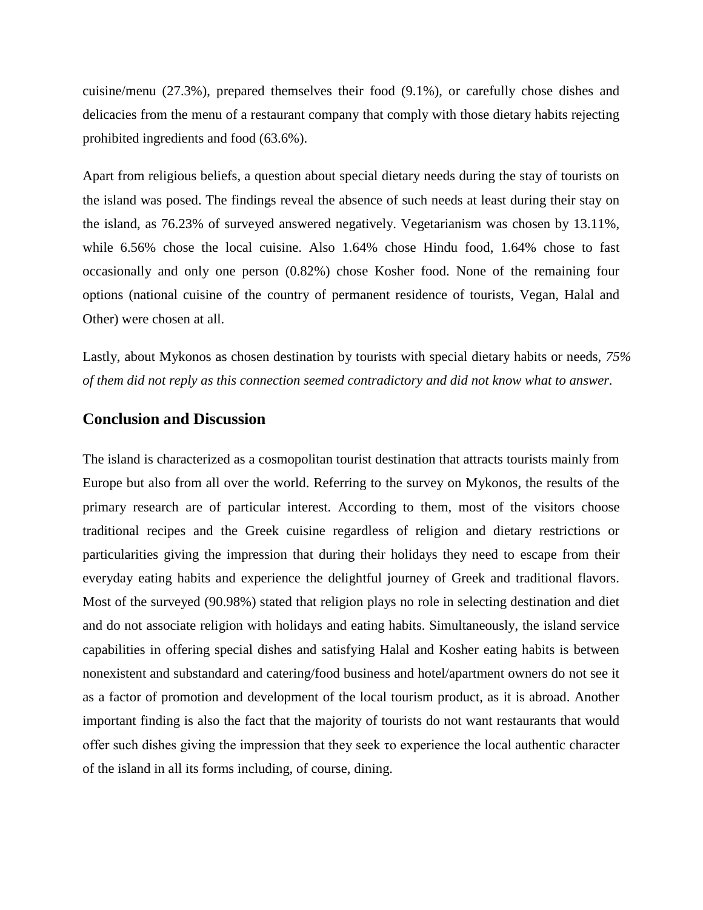cuisine/menu (27.3%), prepared themselves their food (9.1%), or carefully chose dishes and delicacies from the menu of a restaurant company that comply with those dietary habits rejecting prohibited ingredients and food (63.6%).

Apart from religious beliefs, a question about special dietary needs during the stay of tourists on the island was posed. The findings reveal the absence of such needs at least during their stay on the island, as 76.23% of surveyed answered negatively. Vegetarianism was chosen by 13.11%, while 6.56% chose the local cuisine. Also 1.64% chose Hindu food, 1.64% chose to fast occasionally and only one person (0.82%) chose Kosher food. None of the remaining four options (national cuisine of the country of permanent residence of tourists, Vegan, Halal and Other) were chosen at all.

Lastly, about Mykonos as chosen destination by tourists with special dietary habits or needs, *75% of them did not reply as this connection seemed contradictory and did not know what to answer*.

## Conclusion and Discussion

The island is characterized as a cosmopolitan tourist destination that attracts tourists mainly from Europe but also from all over the world. Referring to the survey on Mykonos, the results of the primary research are of particular interest. According to them, most of the visitors choose traditional recipes and the Greek cuisine regardless of religion and dietary restrictions or particularities giving the impression that during their holidays they need to escape from their everyday eating habits and experience the delightful journey of Greek and traditional flavors. Most of the surveyed (90.98%) stated that religion plays no role in selecting destination and diet and do not associate religion with holidays and eating habits. Simultaneously, the island service capabilities in offering special dishes and satisfying Halal and Kosher eating habits is between nonexistent and substandard and catering/food business and hotel/apartment owners do not see it as a factor of promotion and development of the local tourism product, as it is abroad. Another important finding is also the fact that the majority of tourists do not want restaurants that would offer such dishes giving the impression that they seek τo experience the local authentic character of the island in all its forms including, of course, dining.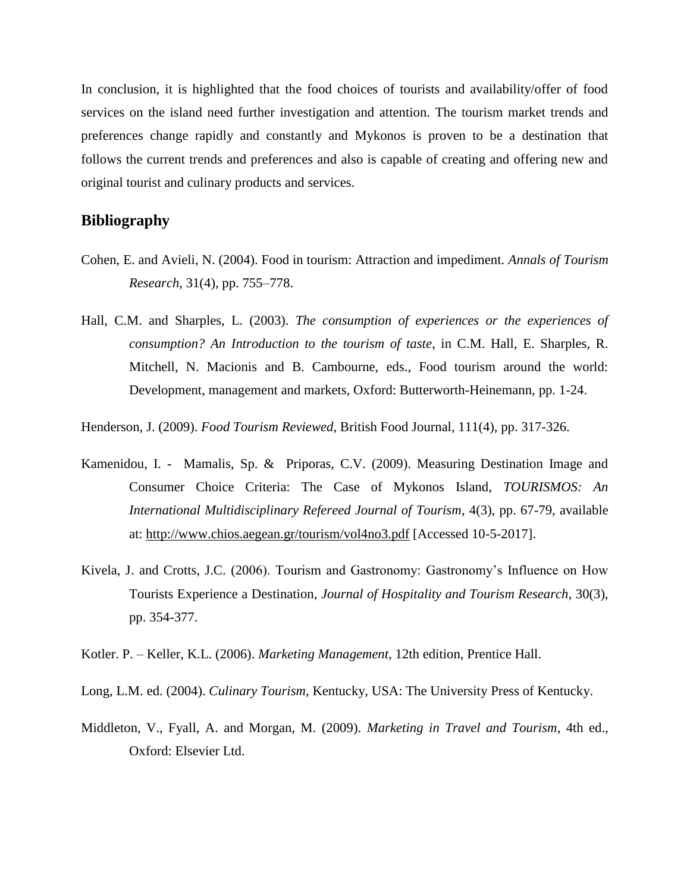In conclusion, it is highlighted that the food choices of tourists and availability/offer of food services on the island need further investigation and attention. The tourism market trends and preferences change rapidly and constantly and Mykonos is proven to be a destination that follows the current trends and preferences and also is capable of creating and offering new and original tourist and culinary products and services.

## Bibliography

Cohen, E. and Avieli, N. (2004). Food in tourism: Attraction and impediment. *Annals of Tourism Research*, 31(4), pp. 755–778.

Hall, C.M. and Sharples, L. (2003). *The consumption of experiences or the experiences of consumption? An Introduction to the tourism of taste*, in C.M. Hall, E. Sharples, R. Mitchell, N. Macionis and B. Cambourne, eds., Food tourism around the world: Development, management and markets, Oxford: Butterworth-Heinemann, pp. 1-24.

Henderson, J. (2009). *Food Tourism Reviewed*, British Food Journal, 111(4), pp. 317-326.

Kamenidou, I. - Mamalis, Sp. & Priporas, C.V. (2009). Measuring Destination Image and Consumer Choice Criteria: The Case of Mykonos Island, *TOURISMOS: An International Multidisciplinary Refereed Journal of Tourism*, 4(3), pp. 67-79, available at: http://www.chios.aegean.gr/tourism/vol4no3.pdf [Accessed 10-5-2017].

Kivela, J. and Crotts, J.C. (2006). Tourism and Gastronomy: Gastronomy's Influence on How Tourists Experience a Destination, *Journal of Hospitality and Tourism Research*, 30(3), pp. 354-377.

Kotler. P. – Keller, K.L. (2006). *Marketing Management*, 12th edition, Prentice Hall.

Long, L.M. ed. (2004). *Culinary Tourism*, Kentucky, USA: The University Press of Kentucky.

Middleton, V., Fyall, A. and Morgan, M. (2009). *Marketing in Travel and Tourism*, 4th ed., Oxford: Elsevier Ltd.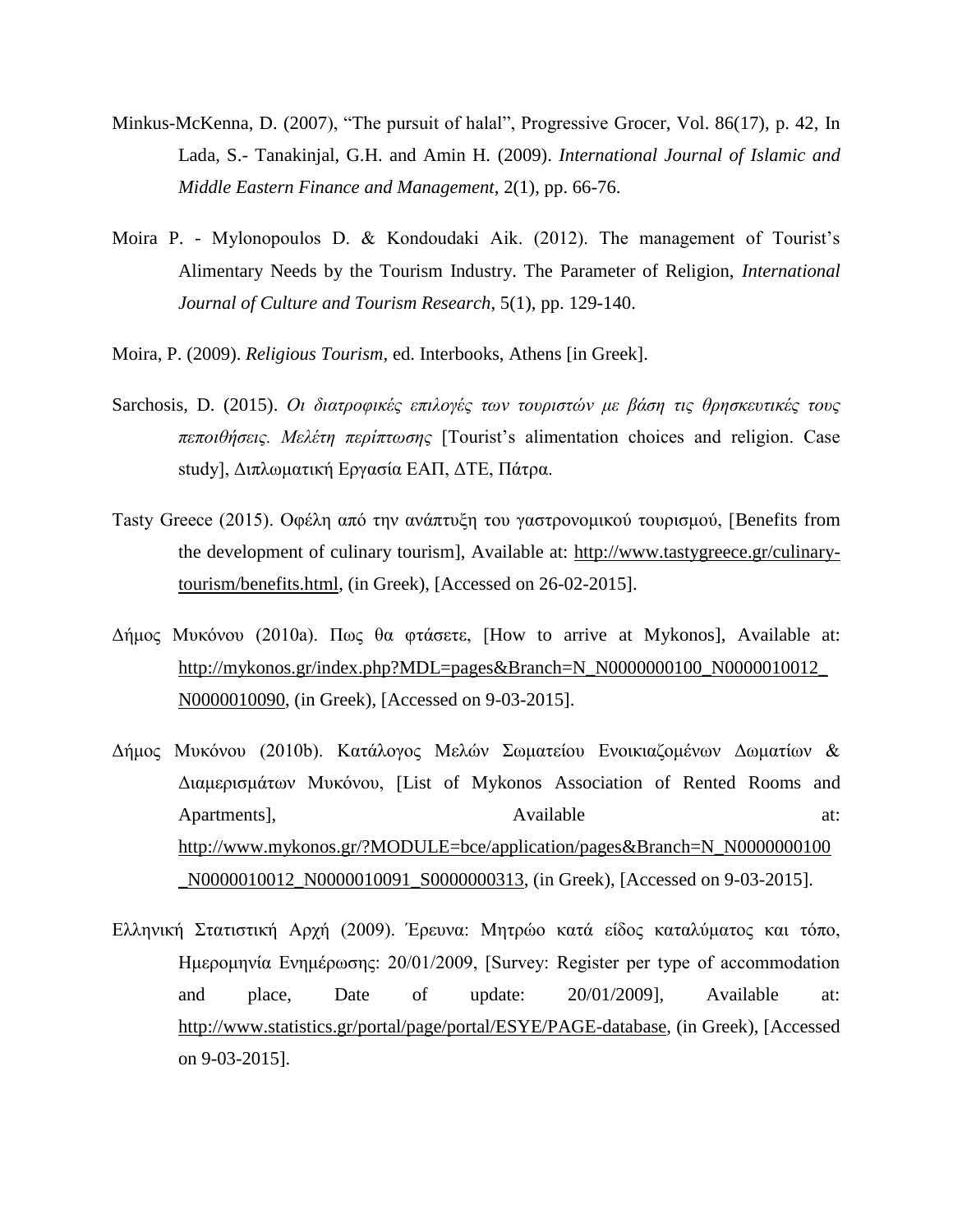Minkus-McKenna, D. (2007), "The pursuit of halal", Progressive Grocer, Vol. 86(17), p. 42, In Lada, S.- Tanakinjal, G.H. and Amin H. (2009). *International Journal of Islamic and Middle Eastern Finance and Management*, 2(1), pp. 66-76.

Moira P. - Mylonopoulos D. & Kondoudaki Aik. (2012). The management of Tourist's Alimentary Needs by the Tourism Industry. The Parameter of Religion, *International Journal of Culture and Tourism Research*, 5(1), pp. 129-140.

Moira, P. (2009). *Religious Tourism*, ed. Interbooks, Athens [in Greek].

Sarchosis, D. (2015). *Οι διατροφικές επιλογές των τουριστών με βάση τις θρησκευτικές τους πεποιθήσεις. Μελέτη περίπτωσης* [Tourist's alimentation choices and religion. Case study], Διπλωματική Εργασία ΕΑΠ, ΔΤΕ, Πάτρα.

Tasty Greece (2015). Οφέλη από την ανάπτυξη του γαστρονομικού τουρισμού, [Benefits from the development of culinary tourism], Available at: http://www.tastygreece.gr/culinary-tourism/benefits.html, (in Greek), [Accessed on 26-02-2015].

Δήμος Μυκόνου (2010a). Πως θα φτάσετε, [How to arrive at Mykonos], Available at: http://mykonos.gr/index.php?MDL=pages&Branch=N_N0000000100_N0000010012_N0000010090, (in Greek), [Accessed on 9-03-2015].

Δήμος Μυκόνου (2010b). Κατάλογος Μελών Σωματείου Ενοικιαζομένων Δωματίων & Διαμερισμάτων Μυκόνου, [List of Mykonos Association of Rented Rooms and Apartments], Available at: http://www.mykonos.gr/?MODULE=bce/application/pages&Branch=N_N0000000100_N0000010012_N0000010091_S0000000313, (in Greek), [Accessed on 9-03-2015].

Ελληνική Στατιστική Αρχή (2009). Έρευνα: Μητρώο κατά είδος καταλύματος και τόπο, Ημερομηνία Ενημέρωσης: 20/01/2009, [Survey: Register per type of accommodation and place, Date of update: 20/01/2009], Available at: http://www.statistics.gr/portal/page/portal/ESYE/PAGE-database, (in Greek), [Accessed on 9-03-2015].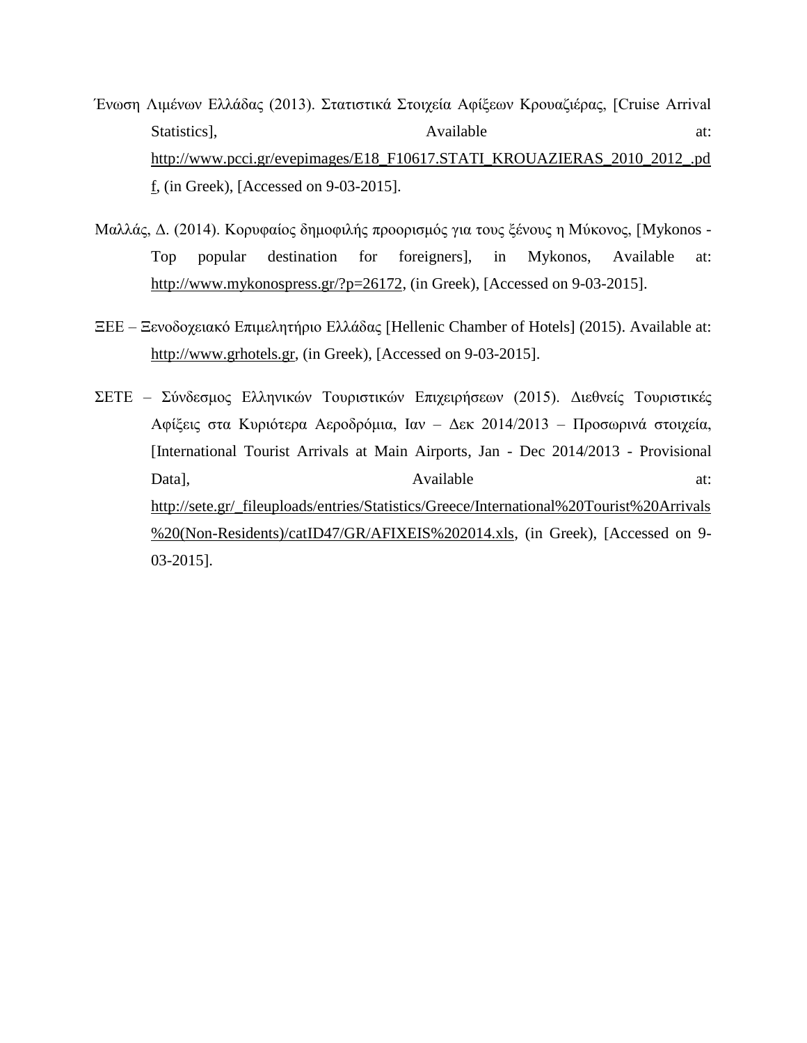Ένωση Λιμένων Ελλάδας (2013). Στατιστικά Στοιχεία Αφίξεων Κρουαζιέρας, [Cruise Arrival Statistics], Available at: http://www.pcci.gr/evepimages/E18_F10617.STATI_KROUAZIERAS_2010_2012_.pdf, (in Greek), [Accessed on 9-03-2015].

Μαλλάς, Δ. (2014). Κορυφαίος δημοφιλής προορισμός για τους ξένους η Μύκονος, [Mykonos - Top popular destination for foreigners], in Mykonos, Available at: http://www.mykonospress.gr/?p=26172, (in Greek), [Accessed on 9-03-2015].

ΞΕΕ – Ξενοδοχειακό Επιμελητήριο Ελλάδας [Hellenic Chamber of Hotels] (2015). Available at: http://www.grhotels.gr, (in Greek), [Accessed on 9-03-2015].

ΣΕΤΕ – Σύνδεσμος Ελληνικών Τουριστικών Επιχειρήσεων (2015). Διεθνείς Τουριστικές Αφίξεις στα Κυριότερα Αεροδρόμια, Ιαν – Δεκ 2014/2013 – Προσωρινά στοιχεία, [International Tourist Arrivals at Main Airports, Jan - Dec 2014/2013 - Provisional Data], Available at: http://sete.gr/_fileuploads/entries/Statistics/Greece/International%20Tourist%20Arrivals%20(Non-Residents)/catID47/GR/AFIXEIS%202014.xls, (in Greek), [Accessed on 9-03-2015].